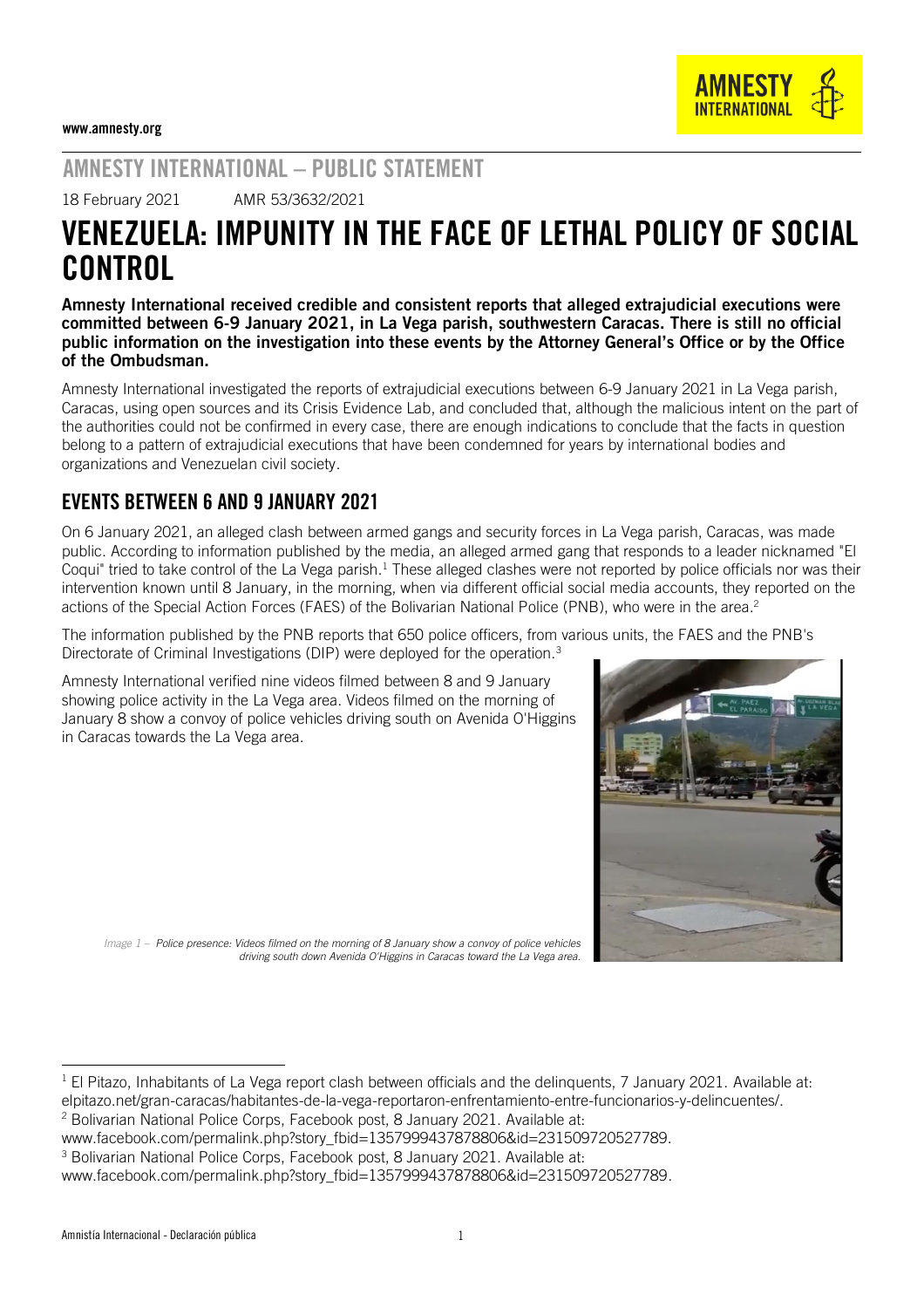www.amnesty.org

## AMNESTY INTERNATIONAL – PUBLIC STATEMENT

18 February 2021 AMR 53/3632/2021

# VENEZUELA: IMPUNITY IN THE FACE OF LETHAL POLICY OF SOCIAL CONTROL

**Amnesty International received credible and consistent reports that alleged extrajudicial executions were committed between 6-9 January 2021, in La Vega parish, southwestern Caracas. There is still no official public information on the investigation into these events by the Attorney General's Office or by the Office of the Ombudsman.**

Amnesty International investigated the reports of extrajudicial executions between 6-9 January 2021 in La Vega parish, Caracas, using open sources and its Crisis Evidence Lab, and concluded that, although the malicious intent on the part of the authorities could not be confirmed in every case, there are enough indications to conclude that the facts in question belong to a pattern of extrajudicial executions that have been condemned for years by international bodies and organizations and Venezuelan civil society.

## EVENTS BETWEEN 6 AND 9 JANUARY 2021

On 6 January 2021, an alleged clash between armed gangs and security forces in La Vega parish, Caracas, was made public. According to information published by the media, an alleged armed gang that responds to a leader nicknamed "El Coqui" tried to take control of the La Vega parish.[1] These alleged clashes were not reported by police officials nor was their intervention known until 8 January, in the morning, when via different official social media accounts, they reported on the actions of the Special Action Forces (FAES) of the Bolivarian National Police (PNB), who were in the area.[2]

The information published by the PNB reports that 650 police officers, from various units, the FAES and the PNB's Directorate of Criminal Investigations (DIP) were deployed for the operation.[3]

Amnesty International verified nine videos filmed between 8 and 9 January showing police activity in the La Vega area. Videos filmed on the morning of January 8 show a convoy of police vehicles driving south on Avenida O'Higgins in Caracas towards the La Vega area.

*Image 1 – Police presence: Videos filmed on the morning of 8 January show a convoy of police vehicles driving south down Avenida O'Higgins in Caracas toward the La Vega area.*

---

[1] El Pitazo, Inhabitants of La Vega report clash between officials and the delinquents, 7 January 2021. Available at: elpitazo.net/gran-caracas/habitantes-de-la-vega-reportaron-enfrentamiento-entre-funcionarios-y-delincuentes/.

[2] Bolivarian National Police Corps, Facebook post, 8 January 2021. Available at: www.facebook.com/permalink.php?story_fbid=1357999437878806&id=231509720527789.

[3] Bolivarian National Police Corps, Facebook post, 8 January 2021. Available at: www.facebook.com/permalink.php?story_fbid=1357999437878806&id=231509720527789.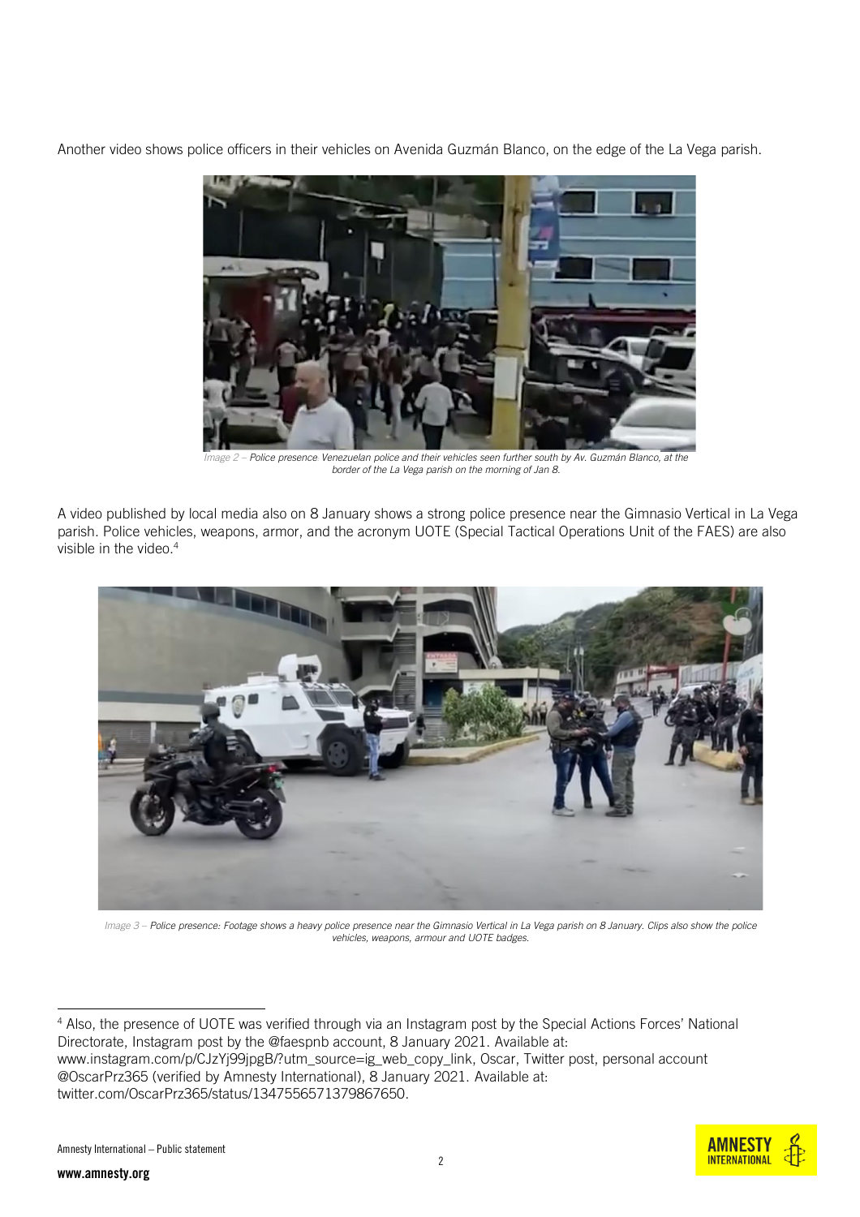Another video shows police officers in their vehicles on Avenida Guzmán Blanco, on the edge of the La Vega parish.

*Image 2 – Police presence Venezuelan police and their vehicles seen further south by Av. Guzmán Blanco, at the border of the La Vega parish on the morning of Jan 8.*

A video published by local media also on 8 January shows a strong police presence near the Gimnasio Vertical in La Vega parish. Police vehicles, weapons, armor, and the acronym UOTE (Special Tactical Operations Unit of the FAES) are also visible in the video.[4]

*Image 3 – Police presence: Footage shows a heavy police presence near the Gimnasio Vertical in La Vega parish on 8 January. Clips also show the police vehicles, weapons, armour and UOTE badges.*

[4] Also, the presence of UOTE was verified through via an Instagram post by the Special Actions Forces' National Directorate, Instagram post by the @faespnb account, 8 January 2021. Available at: www.instagram.com/p/CJzYj99jpgB/?utm_source=ig_web_copy_link, Oscar, Twitter post, personal account @OscarPrz365 (verified by Amnesty International), 8 January 2021. Available at: twitter.com/OscarPrz365/status/1347556571379867650.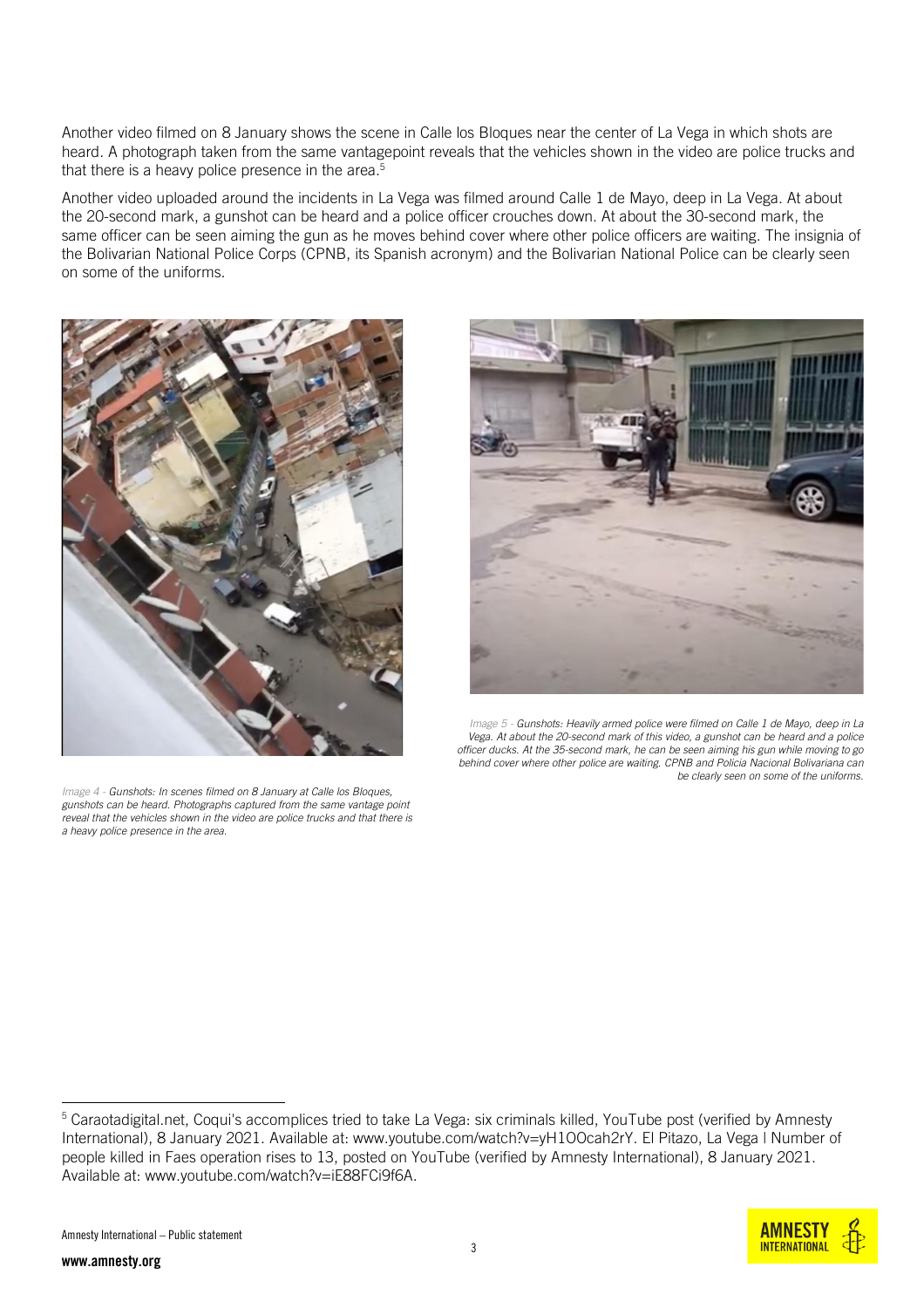Another video filmed on 8 January shows the scene in Calle los Bloques near the center of La Vega in which shots are heard. A photograph taken from the same vantagepoint reveals that the vehicles shown in the video are police trucks and that there is a heavy police presence in the area.[5]

Another video uploaded around the incidents in La Vega was filmed around Calle 1 de Mayo, deep in La Vega. At about the 20-second mark, a gunshot can be heard and a police officer crouches down. At about the 30-second mark, the same officer can be seen aiming the gun as he moves behind cover where other police officers are waiting. The insignia of the Bolivarian National Police Corps (CPNB, its Spanish acronym) and the Bolivarian National Police can be clearly seen on some of the uniforms.

*Image 4 - Gunshots: In scenes filmed on 8 January at Calle los Bloques, gunshots can be heard. Photographs captured from the same vantage point reveal that the vehicles shown in the video are police trucks and that there is a heavy police presence in the area.*

*Image 5 - Gunshots: Heavily armed police were filmed on Calle 1 de Mayo, deep in La Vega. At about the 20-second mark of this video, a gunshot can be heard and a police officer ducks. At the 35-second mark, he can be seen aiming his gun while moving to go behind cover where other police are waiting. CPNB and Policia Nacional Bolivariana can be clearly seen on some of the uniforms.*

---

[5] Caraotadigital.net, Coqui's accomplices tried to take La Vega: six criminals killed, YouTube post (verified by Amnesty International), 8 January 2021. Available at: www.youtube.com/watch?v=yH1OOcah2rY. El Pitazo, La Vega | Number of people killed in Faes operation rises to 13, posted on YouTube (verified by Amnesty International), 8 January 2021. Available at: www.youtube.com/watch?v=iE88FCi9f6A.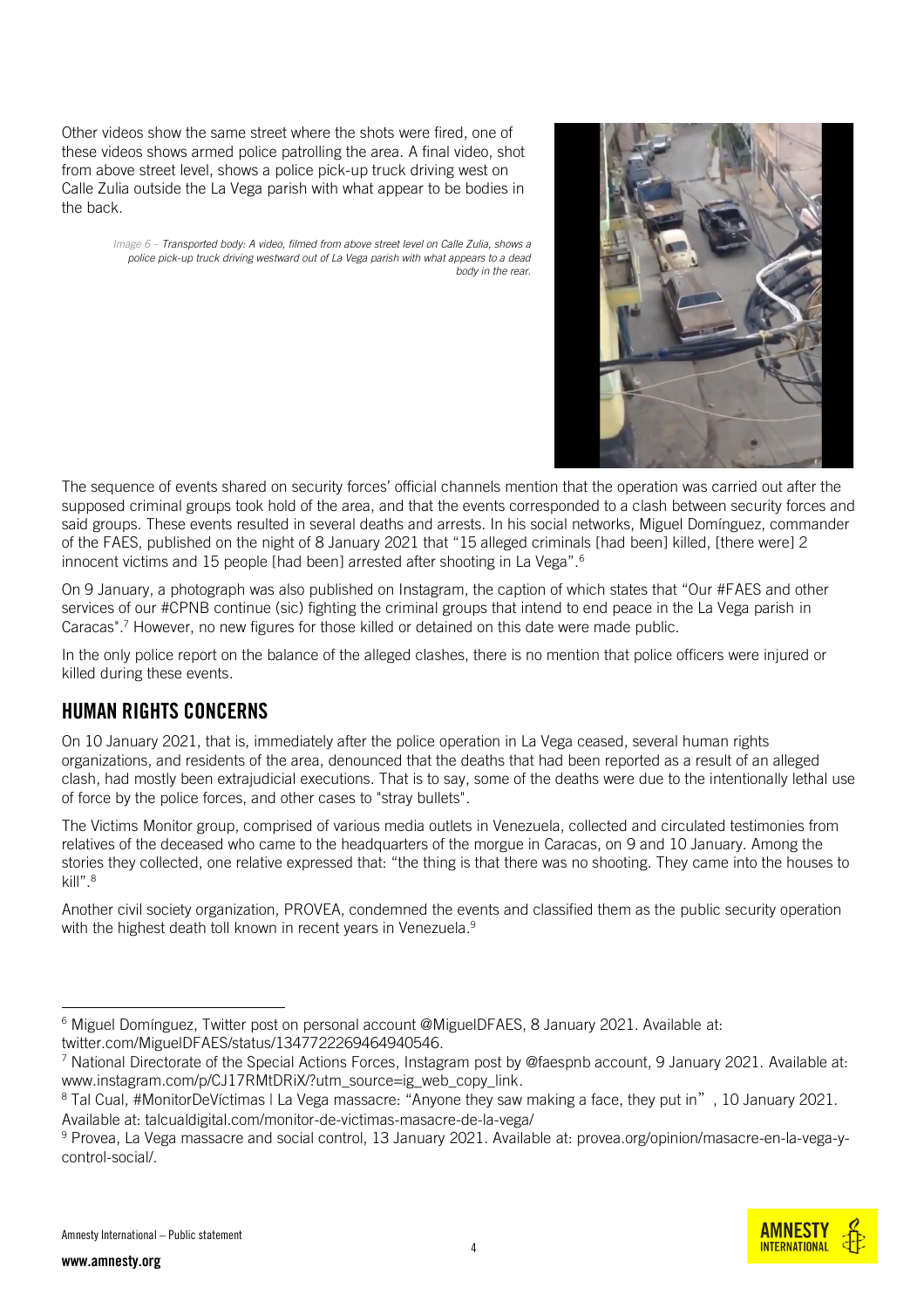Other videos show the same street where the shots were fired, one of these videos shows armed police patrolling the area. A final video, shot from above street level, shows a police pick-up truck driving west on Calle Zulia outside the La Vega parish with what appear to be bodies in the back.

*Image 6 – Transported body: A video, filmed from above street level on Calle Zulia, shows a police pick-up truck driving westward out of La Vega parish with what appears to a dead body in the rear.*

The sequence of events shared on security forces' official channels mention that the operation was carried out after the supposed criminal groups took hold of the area, and that the events corresponded to a clash between security forces and said groups. These events resulted in several deaths and arrests. In his social networks, Miguel Domínguez, commander of the FAES, published on the night of 8 January 2021 that "15 alleged criminals [had been] killed, [there were] 2 innocent victims and 15 people [had been] arrested after shooting in La Vega".[6]

On 9 January, a photograph was also published on Instagram, the caption of which states that "Our #FAES and other services of our #CPNB continue (sic) fighting the criminal groups that intend to end peace in the La Vega parish in Caracas".[7] However, no new figures for those killed or detained on this date were made public.

In the only police report on the balance of the alleged clashes, there is no mention that police officers were injured or killed during these events.

## HUMAN RIGHTS CONCERNS

On 10 January 2021, that is, immediately after the police operation in La Vega ceased, several human rights organizations, and residents of the area, denounced that the deaths that had been reported as a result of an alleged clash, had mostly been extrajudicial executions. That is to say, some of the deaths were due to the intentionally lethal use of force by the police forces, and other cases to "stray bullets".

The Victims Monitor group, comprised of various media outlets in Venezuela, collected and circulated testimonies from relatives of the deceased who came to the headquarters of the morgue in Caracas, on 9 and 10 January. Among the stories they collected, one relative expressed that: "the thing is that there was no shooting. They came into the houses to kill".[8]

Another civil society organization, PROVEA, condemned the events and classified them as the public security operation with the highest death toll known in recent years in Venezuela.[9]

---

[6] Miguel Domínguez, Twitter post on personal account @MiguelDFAES, 8 January 2021. Available at: twitter.com/MiguelDFAES/status/1347722269464940546.

[7] National Directorate of the Special Actions Forces, Instagram post by @faespnb account, 9 January 2021. Available at: www.instagram.com/p/CJ17RMtDRiX/?utm_source=ig_web_copy_link.

[8] Tal Cual, #MonitorDeVíctimas | La Vega massacre: "Anyone they saw making a face, they put in", 10 January 2021. Available at: talcualdigital.com/monitor-de-victimas-masacre-de-la-vega/

[9] Provea, La Vega massacre and social control, 13 January 2021. Available at: provea.org/opinion/masacre-en-la-vega-y-control-social/.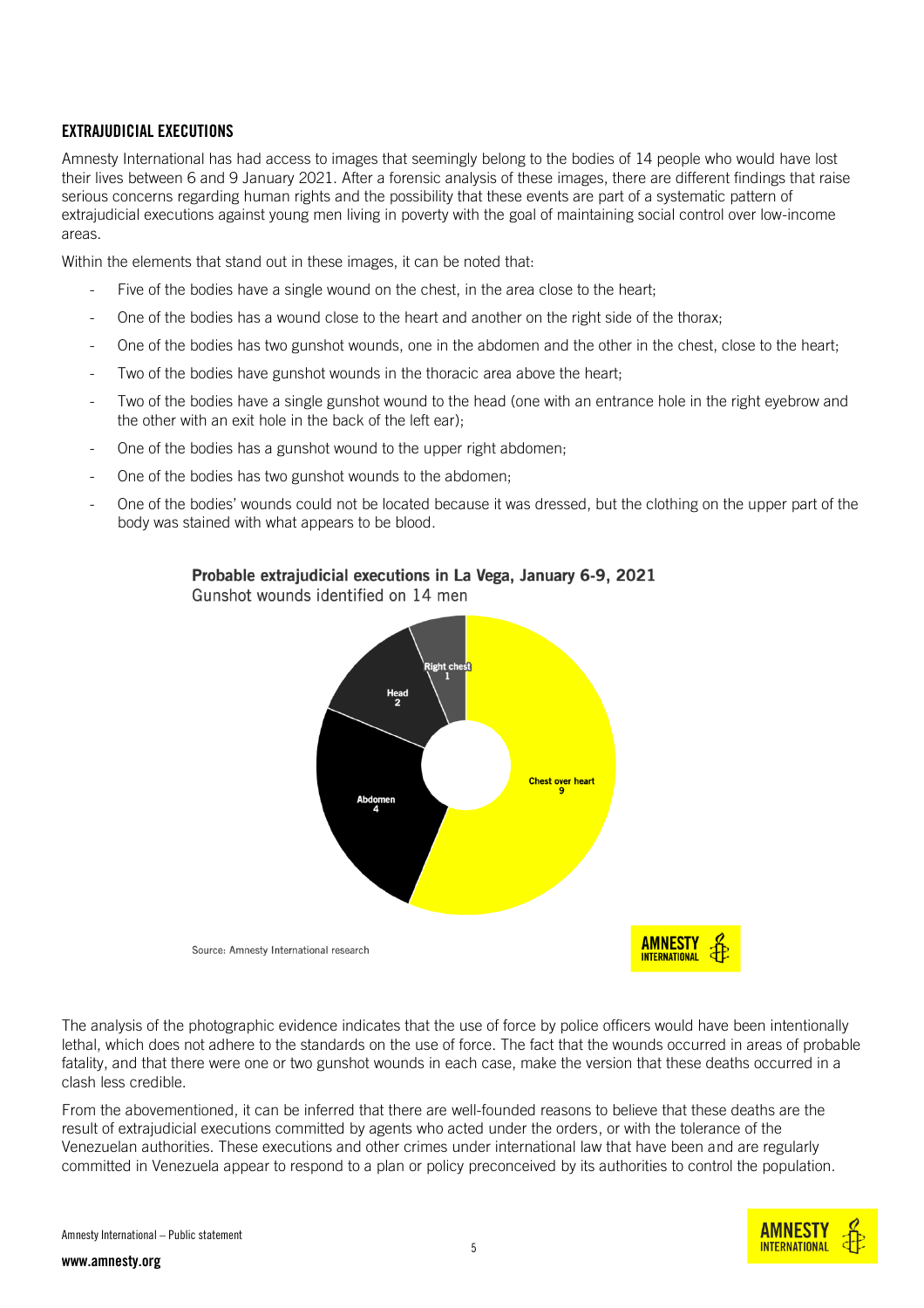## EXTRAJUDICIAL EXECUTIONS

Amnesty International has had access to images that seemingly belong to the bodies of 14 people who would have lost their lives between 6 and 9 January 2021. After a forensic analysis of these images, there are different findings that raise serious concerns regarding human rights and the possibility that these events are part of a systematic pattern of extrajudicial executions against young men living in poverty with the goal of maintaining social control over low-income areas.

Within the elements that stand out in these images, it can be noted that:

- Five of the bodies have a single wound on the chest, in the area close to the heart;
- One of the bodies has a wound close to the heart and another on the right side of the thorax;
- One of the bodies has two gunshot wounds, one in the abdomen and the other in the chest, close to the heart;
- Two of the bodies have gunshot wounds in the thoracic area above the heart;
- Two of the bodies have a single gunshot wound to the head (one with an entrance hole in the right eyebrow and the other with an exit hole in the back of the left ear);
- One of the bodies has a gunshot wound to the upper right abdomen;
- One of the bodies has two gunshot wounds to the abdomen;
- One of the bodies' wounds could not be located because it was dressed, but the clothing on the upper part of the body was stained with what appears to be blood.

**Probable extrajudicial executions in La Vega, January 6-9, 2021**
Gunshot wounds identified on 14 men

| Location | Gunshot wounds |
|---|---|
| Chest over heart | 9 |
| Abdomen | 4 |
| Head | 2 |
| Right chest | 1 |

Source: Amnesty International research

The analysis of the photographic evidence indicates that the use of force by police officers would have been intentionally lethal, which does not adhere to the standards on the use of force. The fact that the wounds occurred in areas of probable fatality, and that there were one or two gunshot wounds in each case, make the version that these deaths occurred in a clash less credible.

From the abovementioned, it can be inferred that there are well-founded reasons to believe that these deaths are the result of extrajudicial executions committed by agents who acted under the orders, or with the tolerance of the Venezuelan authorities. These executions and other crimes under international law that have been and are regularly committed in Venezuela appear to respond to a plan or policy preconceived by its authorities to control the population.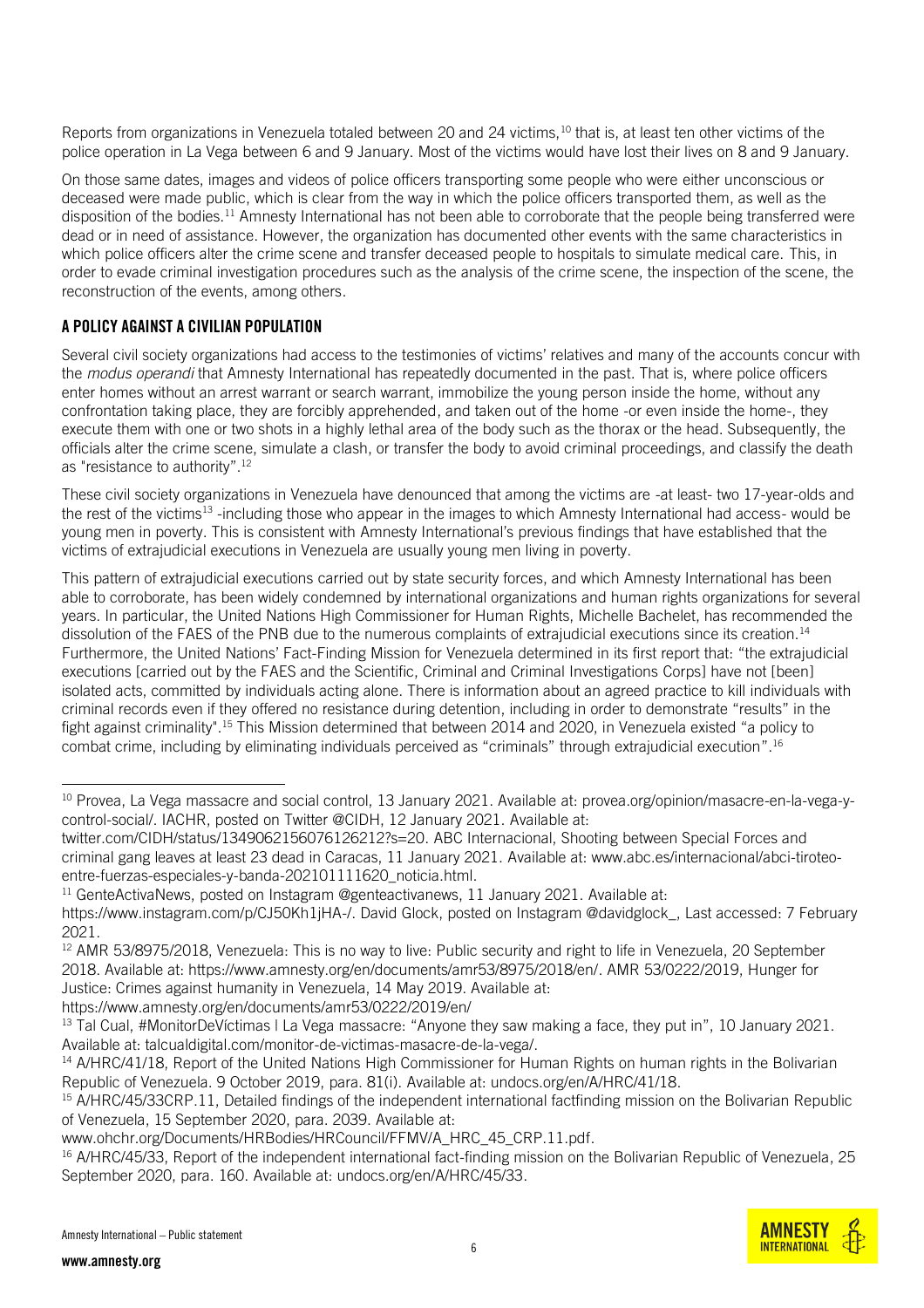Reports from organizations in Venezuela totaled between 20 and 24 victims,[10] that is, at least ten other victims of the police operation in La Vega between 6 and 9 January. Most of the victims would have lost their lives on 8 and 9 January.

On those same dates, images and videos of police officers transporting some people who were either unconscious or deceased were made public, which is clear from the way in which the police officers transported them, as well as the disposition of the bodies.[11] Amnesty International has not been able to corroborate that the people being transferred were dead or in need of assistance. However, the organization has documented other events with the same characteristics in which police officers alter the crime scene and transfer deceased people to hospitals to simulate medical care. This, in order to evade criminal investigation procedures such as the analysis of the crime scene, the inspection of the scene, the reconstruction of the events, among others.

## A POLICY AGAINST A CIVILIAN POPULATION

Several civil society organizations had access to the testimonies of victims' relatives and many of the accounts concur with the *modus operandi* that Amnesty International has repeatedly documented in the past. That is, where police officers enter homes without an arrest warrant or search warrant, immobilize the young person inside the home, without any confrontation taking place, they are forcibly apprehended, and taken out of the home -or even inside the home-, they execute them with one or two shots in a highly lethal area of the body such as the thorax or the head. Subsequently, the officials alter the crime scene, simulate a clash, or transfer the body to avoid criminal proceedings, and classify the death as "resistance to authority".[12]

These civil society organizations in Venezuela have denounced that among the victims are -at least- two 17-year-olds and the rest of the victims[13] -including those who appear in the images to which Amnesty International had access- would be young men in poverty. This is consistent with Amnesty International's previous findings that have established that the victims of extrajudicial executions in Venezuela are usually young men living in poverty.

This pattern of extrajudicial executions carried out by state security forces, and which Amnesty International has been able to corroborate, has been widely condemned by international organizations and human rights organizations for several years. In particular, the United Nations High Commissioner for Human Rights, Michelle Bachelet, has recommended the dissolution of the FAES of the PNB due to the numerous complaints of extrajudicial executions since its creation.[14] Furthermore, the United Nations' Fact-Finding Mission for Venezuela determined in its first report that: "the extrajudicial executions [carried out by the FAES and the Scientific, Criminal and Criminal Investigations Corps] have not [been] isolated acts, committed by individuals acting alone. There is information about an agreed practice to kill individuals with criminal records even if they offered no resistance during detention, including in order to demonstrate "results" in the fight against criminality".[15] This Mission determined that between 2014 and 2020, in Venezuela existed "a policy to combat crime, including by eliminating individuals perceived as "criminals" through extrajudicial execution".[16]

---

[10] Provea, La Vega massacre and social control, 13 January 2021. Available at: provea.org/opinion/masacre-en-la-vega-y-control-social/. IACHR, posted on Twitter @CIDH, 12 January 2021. Available at: twitter.com/CIDH/status/1349062156076126212?s=20. ABC Internacional, Shooting between Special Forces and criminal gang leaves at least 23 dead in Caracas, 11 January 2021. Available at: www.abc.es/internacional/abci-tiroteo-entre-fuerzas-especiales-y-banda-202101111620_noticia.html.

[11] GenteActivaNews, posted on Instagram @genteactivanews, 11 January 2021. Available at: https://www.instagram.com/p/CJ50Kh1jHA-/. David Glock, posted on Instagram @davidglock_, Last accessed: 7 February 2021.

[12] AMR 53/8975/2018, Venezuela: This is no way to live: Public security and right to life in Venezuela, 20 September 2018. Available at: https://www.amnesty.org/en/documents/amr53/8975/2018/en/. AMR 53/0222/2019, Hunger for Justice: Crimes against humanity in Venezuela, 14 May 2019. Available at: https://www.amnesty.org/en/documents/amr53/0222/2019/en/

[13] Tal Cual, #MonitorDeVíctimas | La Vega massacre: "Anyone they saw making a face, they put in", 10 January 2021. Available at: talcualdigital.com/monitor-de-victimas-masacre-de-la-vega/.

[14] A/HRC/41/18, Report of the United Nations High Commissioner for Human Rights on human rights in the Bolivarian Republic of Venezuela. 9 October 2019, para. 81(i). Available at: undocs.org/en/A/HRC/41/18.

[15] A/HRC/45/33CRP.11, Detailed findings of the independent international factfinding mission on the Bolivarian Republic of Venezuela, 15 September 2020, para. 2039. Available at: www.ohchr.org/Documents/HRBodies/HRCouncil/FFMV/A_HRC_45_CRP.11.pdf.

[16] A/HRC/45/33, Report of the independent international fact-finding mission on the Bolivarian Republic of Venezuela, 25 September 2020, para. 160. Available at: undocs.org/en/A/HRC/45/33.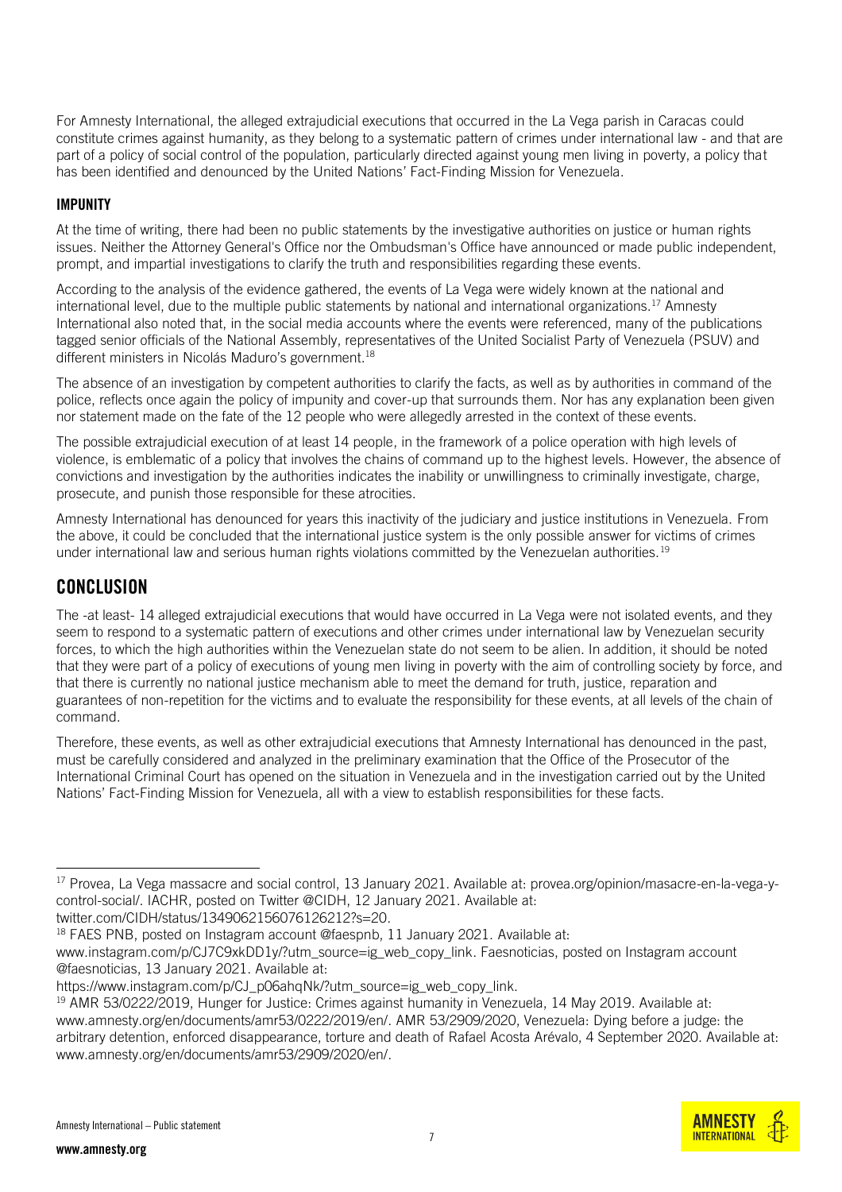For Amnesty International, the alleged extrajudicial executions that occurred in the La Vega parish in Caracas could constitute crimes against humanity, as they belong to a systematic pattern of crimes under international law - and that are part of a policy of social control of the population, particularly directed against young men living in poverty, a policy that has been identified and denounced by the United Nations' Fact-Finding Mission for Venezuela.

### IMPUNITY

At the time of writing, there had been no public statements by the investigative authorities on justice or human rights issues. Neither the Attorney General's Office nor the Ombudsman's Office have announced or made public independent, prompt, and impartial investigations to clarify the truth and responsibilities regarding these events.

According to the analysis of the evidence gathered, the events of La Vega were widely known at the national and international level, due to the multiple public statements by national and international organizations.[17] Amnesty International also noted that, in the social media accounts where the events were referenced, many of the publications tagged senior officials of the National Assembly, representatives of the United Socialist Party of Venezuela (PSUV) and different ministers in Nicolás Maduro's government.[18]

The absence of an investigation by competent authorities to clarify the facts, as well as by authorities in command of the police, reflects once again the policy of impunity and cover-up that surrounds them. Nor has any explanation been given nor statement made on the fate of the 12 people who were allegedly arrested in the context of these events.

The possible extrajudicial execution of at least 14 people, in the framework of a police operation with high levels of violence, is emblematic of a policy that involves the chains of command up to the highest levels. However, the absence of convictions and investigation by the authorities indicates the inability or unwillingness to criminally investigate, charge, prosecute, and punish those responsible for these atrocities.

Amnesty International has denounced for years this inactivity of the judiciary and justice institutions in Venezuela. From the above, it could be concluded that the international justice system is the only possible answer for victims of crimes under international law and serious human rights violations committed by the Venezuelan authorities.[19]

## CONCLUSION

The -at least- 14 alleged extrajudicial executions that would have occurred in La Vega were not isolated events, and they seem to respond to a systematic pattern of executions and other crimes under international law by Venezuelan security forces, to which the high authorities within the Venezuelan state do not seem to be alien. In addition, it should be noted that they were part of a policy of executions of young men living in poverty with the aim of controlling society by force, and that there is currently no national justice mechanism able to meet the demand for truth, justice, reparation and guarantees of non-repetition for the victims and to evaluate the responsibility for these events, at all levels of the chain of command.

Therefore, these events, as well as other extrajudicial executions that Amnesty International has denounced in the past, must be carefully considered and analyzed in the preliminary examination that the Office of the Prosecutor of the International Criminal Court has opened on the situation in Venezuela and in the investigation carried out by the United Nations' Fact-Finding Mission for Venezuela, all with a view to establish responsibilities for these facts.

---

[17] Provea, La Vega massacre and social control, 13 January 2021. Available at: provea.org/opinion/masacre-en-la-vega-y-control-social/. IACHR, posted on Twitter @CIDH, 12 January 2021. Available at: twitter.com/CIDH/status/1349062156076126212?s=20.

[18] FAES PNB, posted on Instagram account @faespnb, 11 January 2021. Available at: www.instagram.com/p/CJ7C9xkDD1y/?utm_source=ig_web_copy_link. Faesnoticias, posted on Instagram account @faesnoticias, 13 January 2021. Available at: https://www.instagram.com/p/CJ_p06ahqNk/?utm_source=ig_web_copy_link.

[19] AMR 53/0222/2019, Hunger for Justice: Crimes against humanity in Venezuela, 14 May 2019. Available at: www.amnesty.org/en/documents/amr53/0222/2019/en/. AMR 53/2909/2020, Venezuela: Dying before a judge: the arbitrary detention, enforced disappearance, torture and death of Rafael Acosta Arévalo, 4 September 2020. Available at: www.amnesty.org/en/documents/amr53/2909/2020/en/.